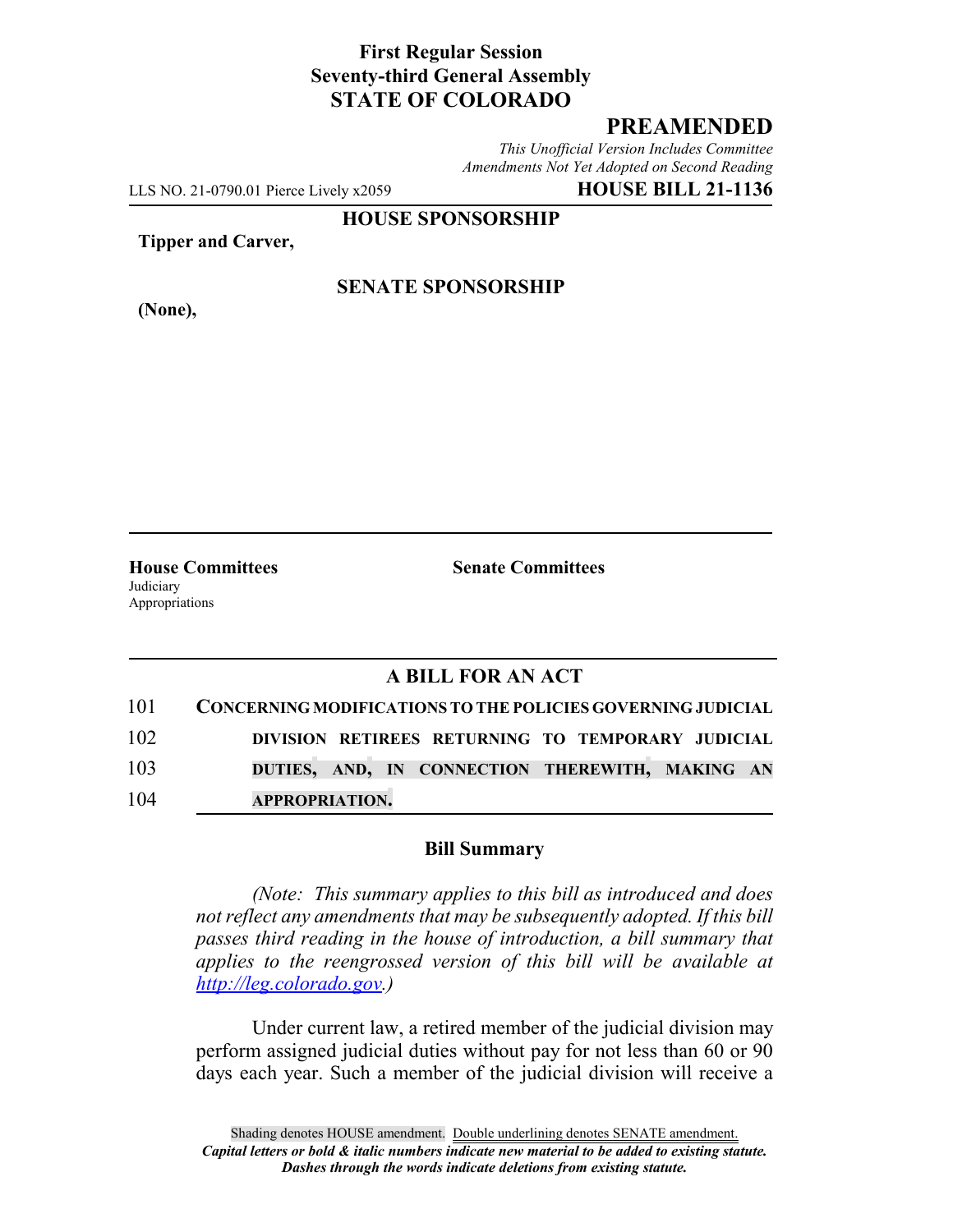**First Regular Session**
**Seventy-third General Assembly**
**STATE OF COLORADO**

# PREAMENDED

*This Unofficial Version Includes Committee Amendments Not Yet Adopted on Second Reading*

LLS NO. 21-0790.01 Pierce Lively x2059 **HOUSE BILL 21-1136**

**HOUSE SPONSORSHIP**

**Tipper and Carver,**

**SENATE SPONSORSHIP**

**(None),**

**House Committees**
Judiciary
Appropriations

**Senate Committees**

## A BILL FOR AN ACT

101 **CONCERNING MODIFICATIONS TO THE POLICIES GOVERNING JUDICIAL**
102 **DIVISION RETIREES RETURNING TO TEMPORARY JUDICIAL**
103 **DUTIES, AND, IN CONNECTION THEREWITH, MAKING AN**
104 **APPROPRIATION.**

### Bill Summary

*(Note: This summary applies to this bill as introduced and does not reflect any amendments that may be subsequently adopted. If this bill passes third reading in the house of introduction, a bill summary that applies to the reengrossed version of this bill will be available at http://leg.colorado.gov.)*

Under current law, a retired member of the judicial division may perform assigned judicial duties without pay for not less than 60 or 90 days each year. Such a member of the judicial division will receive a

Shading denotes HOUSE amendment. Double underlining denotes SENATE amendment.
*Capital letters or bold & italic numbers indicate new material to be added to existing statute.*
*Dashes through the words indicate deletions from existing statute.*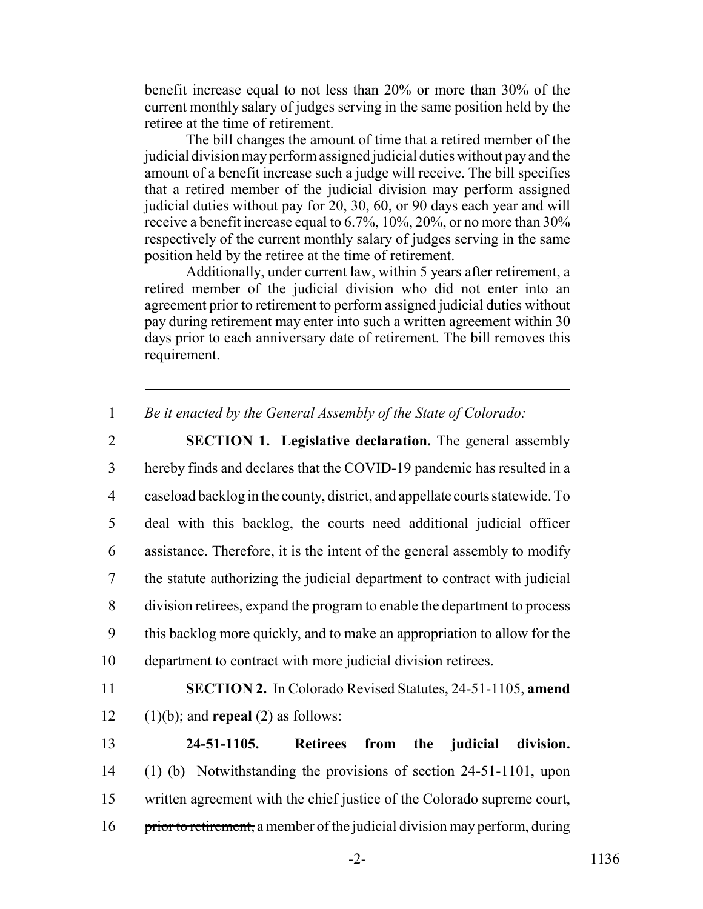benefit increase equal to not less than 20% or more than 30% of the current monthly salary of judges serving in the same position held by the retiree at the time of retirement.

The bill changes the amount of time that a retired member of the judicial division may perform assigned judicial duties without pay and the amount of a benefit increase such a judge will receive. The bill specifies that a retired member of the judicial division may perform assigned judicial duties without pay for 20, 30, 60, or 90 days each year and will receive a benefit increase equal to 6.7%, 10%, 20%, or no more than 30% respectively of the current monthly salary of judges serving in the same position held by the retiree at the time of retirement.

Additionally, under current law, within 5 years after retirement, a retired member of the judicial division who did not enter into an agreement prior to retirement to perform assigned judicial duties without pay during retirement may enter into such a written agreement within 30 days prior to each anniversary date of retirement. The bill removes this requirement.

---

1 *Be it enacted by the General Assembly of the State of Colorado:*

2 **SECTION 1. Legislative declaration.** The general assembly
3 hereby finds and declares that the COVID-19 pandemic has resulted in a
4 caseload backlog in the county, district, and appellate courts statewide. To
5 deal with this backlog, the courts need additional judicial officer
6 assistance. Therefore, it is the intent of the general assembly to modify
7 the statute authorizing the judicial department to contract with judicial
8 division retirees, expand the program to enable the department to process
9 this backlog more quickly, and to make an appropriation to allow for the
10 department to contract with more judicial division retirees.

11 **SECTION 2.** In Colorado Revised Statutes, 24-51-1105, **amend**
12 (1)(b); and **repeal** (2) as follows:

13 **24-51-1105. Retirees from the judicial division.**
14 (1) (b) Notwithstanding the provisions of section 24-51-1101, upon
15 written agreement with the chief justice of the Colorado supreme court,
16 ~~prior to retirement,~~ a member of the judicial division may perform, during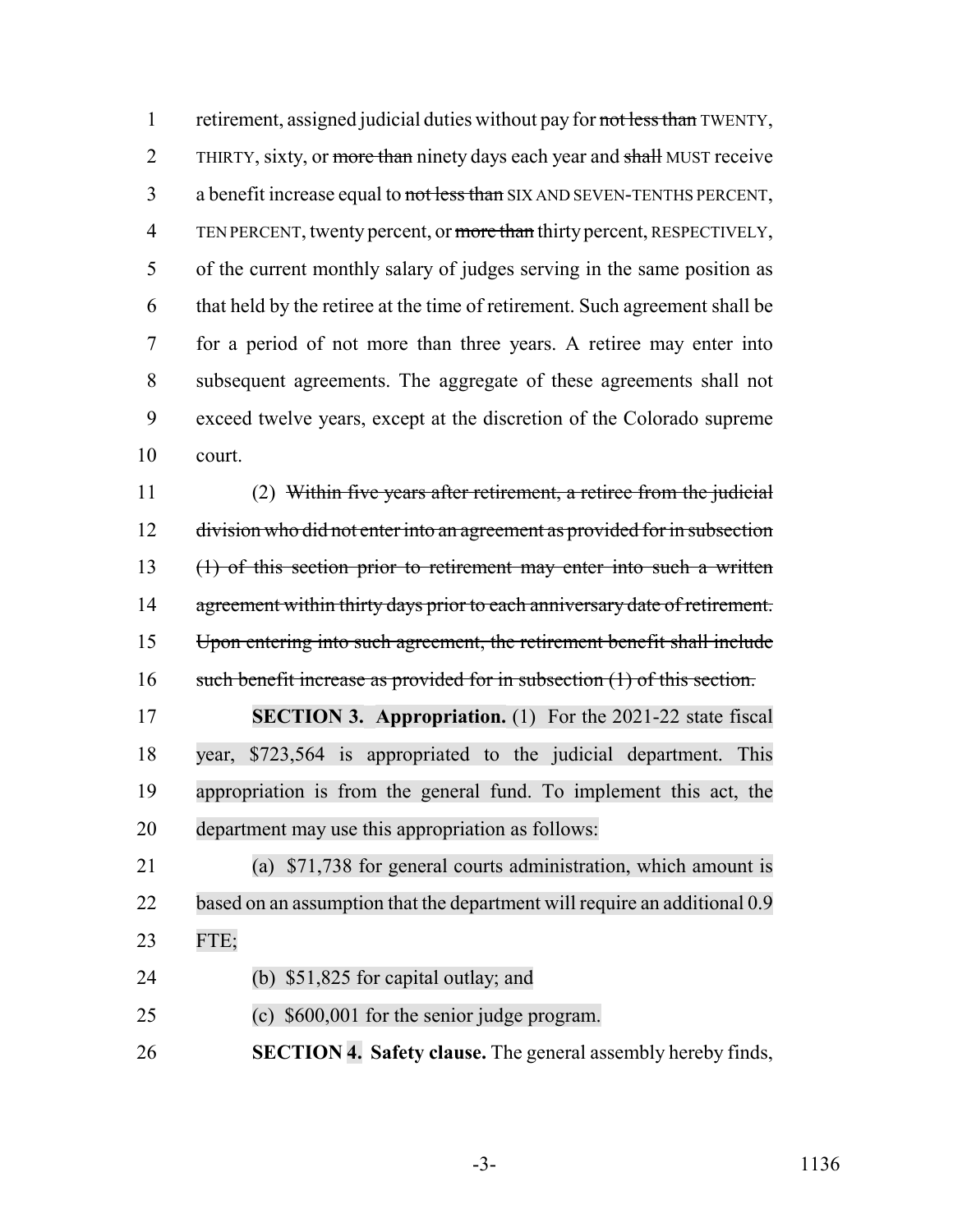retirement, assigned judicial duties without pay for ~~not less than~~ TWENTY, THIRTY, sixty, or ~~more than~~ ninety days each year and ~~shall~~ MUST receive a benefit increase equal to ~~not less than~~ SIX AND SEVEN-TENTHS PERCENT, TEN PERCENT, twenty percent, or ~~more than~~ thirty percent, RESPECTIVELY, of the current monthly salary of judges serving in the same position as that held by the retiree at the time of retirement. Such agreement shall be for a period of not more than three years. A retiree may enter into subsequent agreements. The aggregate of these agreements shall not exceed twelve years, except at the discretion of the Colorado supreme court.

(2) ~~Within five years after retirement, a retiree from the judicial division who did not enter into an agreement as provided for in subsection (1) of this section prior to retirement may enter into such a written agreement within thirty days prior to each anniversary date of retirement. Upon entering into such agreement, the retirement benefit shall include such benefit increase as provided for in subsection (1) of this section.~~

**SECTION 3. Appropriation.** (1) For the 2021-22 state fiscal year, $723,564 is appropriated to the judicial department. This appropriation is from the general fund. To implement this act, the department may use this appropriation as follows:

(a) $71,738 for general courts administration, which amount is based on an assumption that the department will require an additional 0.9 FTE;

(b) $51,825 for capital outlay; and

(c) $600,001 for the senior judge program.

**SECTION 4. Safety clause.** The general assembly hereby finds,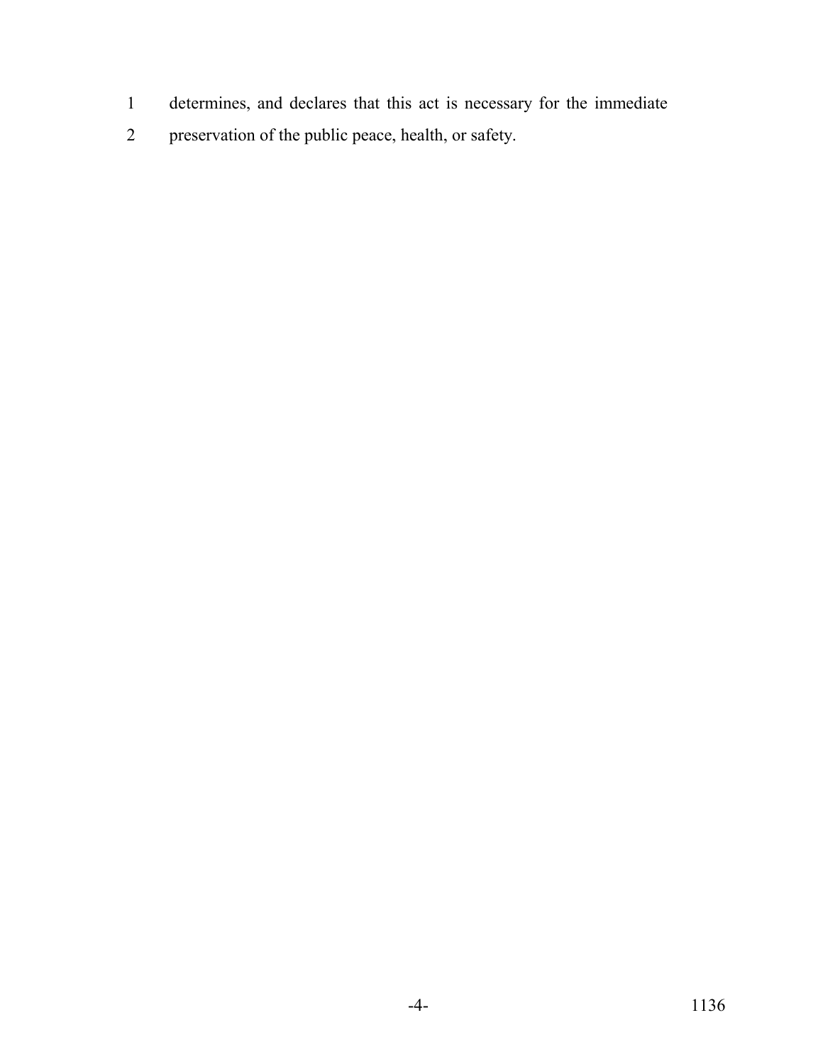determines, and declares that this act is necessary for the immediate preservation of the public peace, health, or safety.